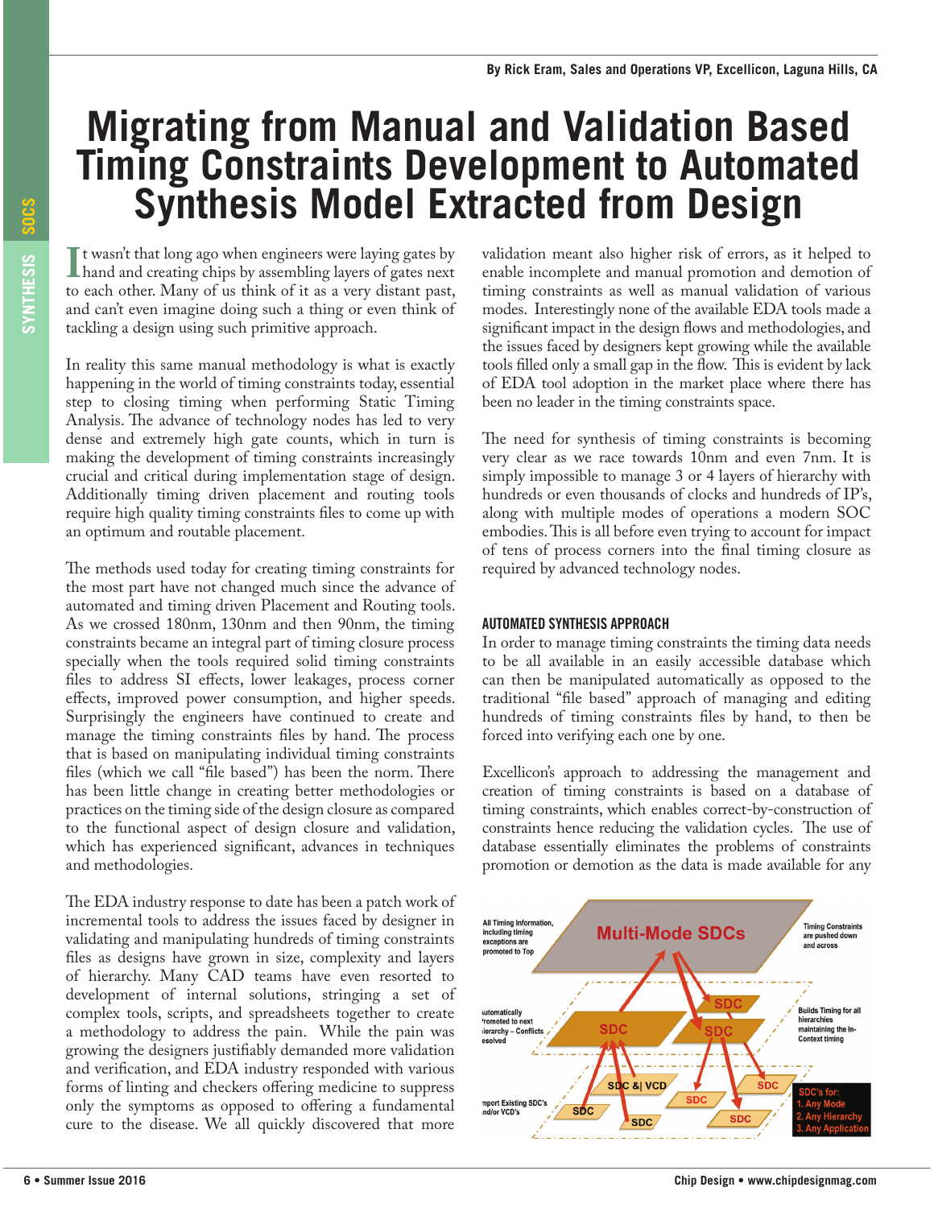By Rick Eram, Sales and Operations VP, Excellicon, Laguna Hills, CA

# Migrating from Manual and Validation Based Timing Constraints Development to Automated Synthesis Model Extracted from Design

It wasn't that long ago when engineers were laying gates by hand and creating chips by assembling layers of gates next to each other. Many of us think of it as a very distant past, and can't even imagine doing such a thing or even think of tackling a design using such primitive approach.

In reality this same manual methodology is what is exactly happening in the world of timing constraints today, essential step to closing timing when performing Static Timing Analysis. The advance of technology nodes has led to very dense and extremely high gate counts, which in turn is making the development of timing constraints increasingly crucial and critical during implementation stage of design. Additionally timing driven placement and routing tools require high quality timing constraints files to come up with an optimum and routable placement.

The methods used today for creating timing constraints for the most part have not changed much since the advance of automated and timing driven Placement and Routing tools. As we crossed 180nm, 130nm and then 90nm, the timing constraints became an integral part of timing closure process specially when the tools required solid timing constraints files to address SI effects, lower leakages, process corner effects, improved power consumption, and higher speeds. Surprisingly the engineers have continued to create and manage the timing constraints files by hand. The process that is based on manipulating individual timing constraints files (which we call "file based") has been the norm. There has been little change in creating better methodologies or practices on the timing side of the design closure as compared to the functional aspect of design closure and validation, which has experienced significant, advances in techniques and methodologies.

The EDA industry response to date has been a patch work of incremental tools to address the issues faced by designer in validating and manipulating hundreds of timing constraints files as designs have grown in size, complexity and layers of hierarchy. Many CAD teams have even resorted to development of internal solutions, stringing a set of complex tools, scripts, and spreadsheets together to create a methodology to address the pain. While the pain was growing the designers justifiably demanded more validation and verification, and EDA industry responded with various forms of linting and checkers offering medicine to suppress only the symptoms as opposed to offering a fundamental cure to the disease. We all quickly discovered that more validation meant also higher risk of errors, as it helped to enable incomplete and manual promotion and demotion of timing constraints as well as manual validation of various modes. Interestingly none of the available EDA tools made a significant impact in the design flows and methodologies, and the issues faced by designers kept growing while the available tools filled only a small gap in the flow. This is evident by lack of EDA tool adoption in the market place where there has been no leader in the timing constraints space.

The need for synthesis of timing constraints is becoming very clear as we race towards 10nm and even 7nm. It is simply impossible to manage 3 or 4 layers of hierarchy with hundreds or even thousands of clocks and hundreds of IP's, along with multiple modes of operations a modern SOC embodies. This is all before even trying to account for impact of tens of process corners into the final timing closure as required by advanced technology nodes.

## AUTOMATED SYNTHESIS APPROACH

In order to manage timing constraints the timing data needs to be all available in an easily accessible database which can then be manipulated automatically as opposed to the traditional "file based" approach of managing and editing hundreds of timing constraints files by hand, to then be forced into verifying each one by one.

Excellicon's approach to addressing the management and creation of timing constraints is based on a database of timing constraints, which enables correct-by-construction of constraints hence reducing the validation cycles. The use of database essentially eliminates the problems of constraints promotion or demotion as the data is made available for any

All Timing Information, including timing exceptions are promoted to Top

Multi-Mode SDCs

Timing Constraints are pushed down and across

Automatically Promoted to next Hierarchy – Conflicts Resolved

Builds Timing for all hierarchies maintaining the In-Context timing

Import Existing SDC's and/or VCD's

SDC's for:
1. Any Mode
2. Any Hierarchy
3. Any Application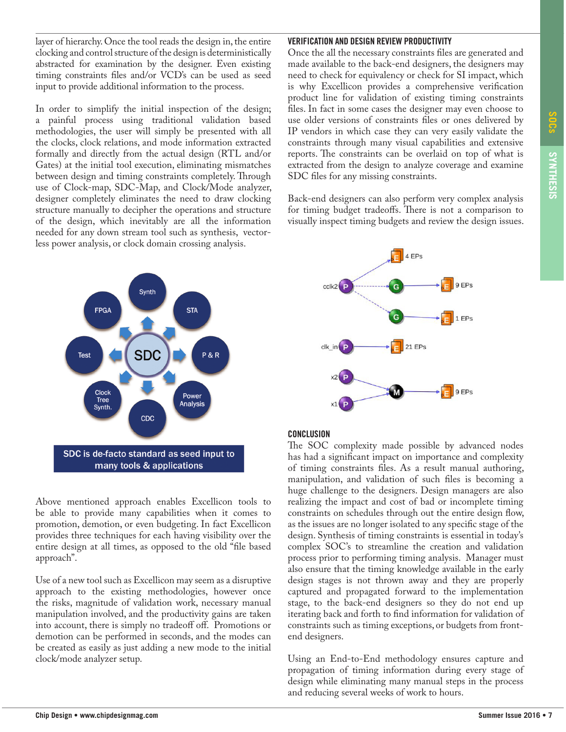layer of hierarchy. Once the tool reads the design in, the entire clocking and control structure of the design is deterministically abstracted for examination by the designer. Even existing timing constraints files and/or VCD's can be used as seed input to provide additional information to the process.

In order to simplify the initial inspection of the design; a painful process using traditional validation based methodologies, the user will simply be presented with all the clocks, clock relations, and mode information extracted formally and directly from the actual design (RTL and/or Gates) at the initial tool execution, eliminating mismatches between design and timing constraints completely. Through use of Clock-map, SDC-Map, and Clock/Mode analyzer, designer completely eliminates the need to draw clocking structure manually to decipher the operations and structure of the design, which inevitably are all the information needed for any down stream tool such as synthesis, vector-less power analysis, or clock domain crossing analysis.

Synth
FPGA
STA
Test
SDC
P & R
Clock Tree Synth.
CDC
Power Analysis

SDC is de-facto standard as seed input to many tools & applications

Above mentioned approach enables Excellicon tools to be able to provide many capabilities when it comes to promotion, demotion, or even budgeting. In fact Excellicon provides three techniques for each having visibility over the entire design at all times, as opposed to the old "file based approach".

Use of a new tool such as Excellicon may seem as a disruptive approach to the existing methodologies, however once the risks, magnitude of validation work, necessary manual manipulation involved, and the productivity gains are taken into account, there is simply no tradeoff off. Promotions or demotion can be performed in seconds, and the modes can be created as easily as just adding a new mode to the initial clock/mode analyzer setup.

## VERIFICATION AND DESIGN REVIEW PRODUCTIVITY

Once the all the necessary constraints files are generated and made available to the back-end designers, the designers may need to check for equivalency or check for SI impact, which is why Excellicon provides a comprehensive verification product line for validation of existing timing constraints files. In fact in some cases the designer may even choose to use older versions of constraints files or ones delivered by IP vendors in which case they can very easily validate the constraints through many visual capabilities and extensive reports. The constraints can be overlaid on top of what is extracted from the design to analyze coverage and examine SDC files for any missing constraints.

Back-end designers can also perform very complex analysis for timing budget tradeoffs. There is not a comparison to visually inspect timing budgets and review the design issues.

cclk2 P
G
G
E 4 EPs
E 9 EPs
E 1 EPs
clk_in P
E 21 EPs
x2 P
x1 P
M
E 9 EPs

## CONCLUSION

The SOC complexity made possible by advanced nodes has had a significant impact on importance and complexity of timing constraints files. As a result manual authoring, manipulation, and validation of such files is becoming a huge challenge to the designers. Design managers are also realizing the impact and cost of bad or incomplete timing constraints on schedules through out the entire design flow, as the issues are no longer isolated to any specific stage of the design. Synthesis of timing constraints is essential in today's complex SOC's to streamline the creation and validation process prior to performing timing analysis. Manager must also ensure that the timing knowledge available in the early design stages is not thrown away and they are properly captured and propagated forward to the implementation stage, to the back-end designers so they do not end up iterating back and forth to find information for validation of constraints such as timing exceptions, or budgets from front-end designers.

Using an End-to-End methodology ensures capture and propagation of timing information during every stage of design while eliminating many manual steps in the process and reducing several weeks of work to hours.